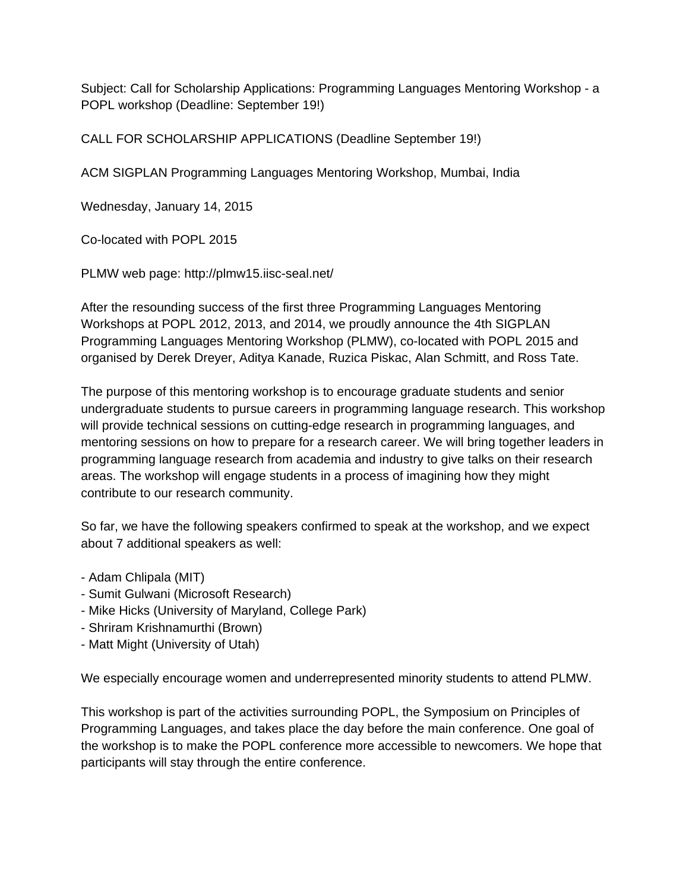Subject: Call for Scholarship Applications: Programming Languages Mentoring Workshop - a POPL workshop (Deadline: September 19!)

CALL FOR SCHOLARSHIP APPLICATIONS (Deadline September 19!)

ACM SIGPLAN Programming Languages Mentoring Workshop, Mumbai, India

Wednesday, January 14, 2015

Co-located with POPL 2015

PLMW web page: http://plmw15.iisc-seal.net/

After the resounding success of the first three Programming Languages Mentoring Workshops at POPL 2012, 2013, and 2014, we proudly announce the 4th SIGPLAN Programming Languages Mentoring Workshop (PLMW), co-located with POPL 2015 and organised by Derek Dreyer, Aditya Kanade, Ruzica Piskac, Alan Schmitt, and Ross Tate.

The purpose of this mentoring workshop is to encourage graduate students and senior undergraduate students to pursue careers in programming language research. This workshop will provide technical sessions on cutting-edge research in programming languages, and mentoring sessions on how to prepare for a research career. We will bring together leaders in programming language research from academia and industry to give talks on their research areas. The workshop will engage students in a process of imagining how they might contribute to our research community.

So far, we have the following speakers confirmed to speak at the workshop, and we expect about 7 additional speakers as well:

- Adam Chlipala (MIT)
- Sumit Gulwani (Microsoft Research)
- Mike Hicks (University of Maryland, College Park)
- Shriram Krishnamurthi (Brown)
- Matt Might (University of Utah)

We especially encourage women and underrepresented minority students to attend PLMW.

This workshop is part of the activities surrounding POPL, the Symposium on Principles of Programming Languages, and takes place the day before the main conference. One goal of the workshop is to make the POPL conference more accessible to newcomers. We hope that participants will stay through the entire conference.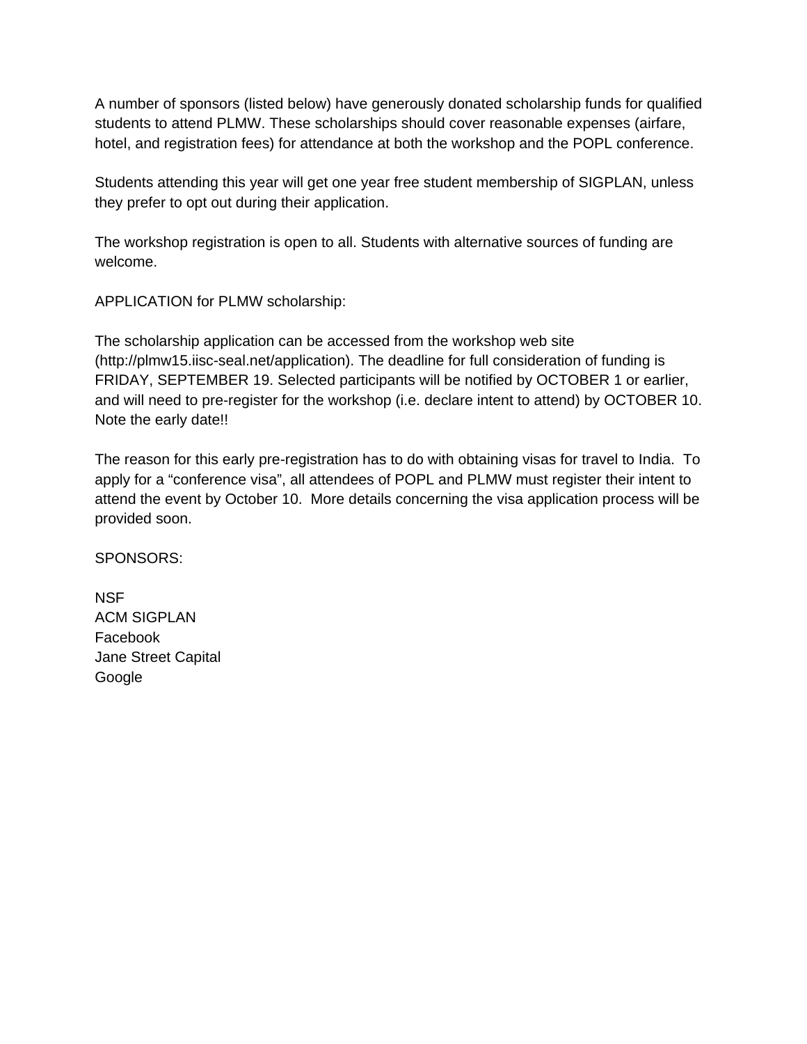A number of sponsors (listed below) have generously donated scholarship funds for qualified students to attend PLMW. These scholarships should cover reasonable expenses (airfare, hotel, and registration fees) for attendance at both the workshop and the POPL conference.

Students attending this year will get one year free student membership of SIGPLAN, unless they prefer to opt out during their application.

The workshop registration is open to all. Students with alternative sources of funding are welcome.

APPLICATION for PLMW scholarship:

The scholarship application can be accessed from the workshop web site (http://plmw15.iisc-seal.net/application). The deadline for full consideration of funding is FRIDAY, SEPTEMBER 19. Selected participants will be notified by OCTOBER 1 or earlier, and will need to pre-register for the workshop (i.e. declare intent to attend) by OCTOBER 10. Note the early date!!

The reason for this early pre-registration has to do with obtaining visas for travel to India. To apply for a "conference visa", all attendees of POPL and PLMW must register their intent to attend the event by October 10. More details concerning the visa application process will be provided soon.

SPONSORS:

NSF
ACM SIGPLAN
Facebook
Jane Street Capital
Google